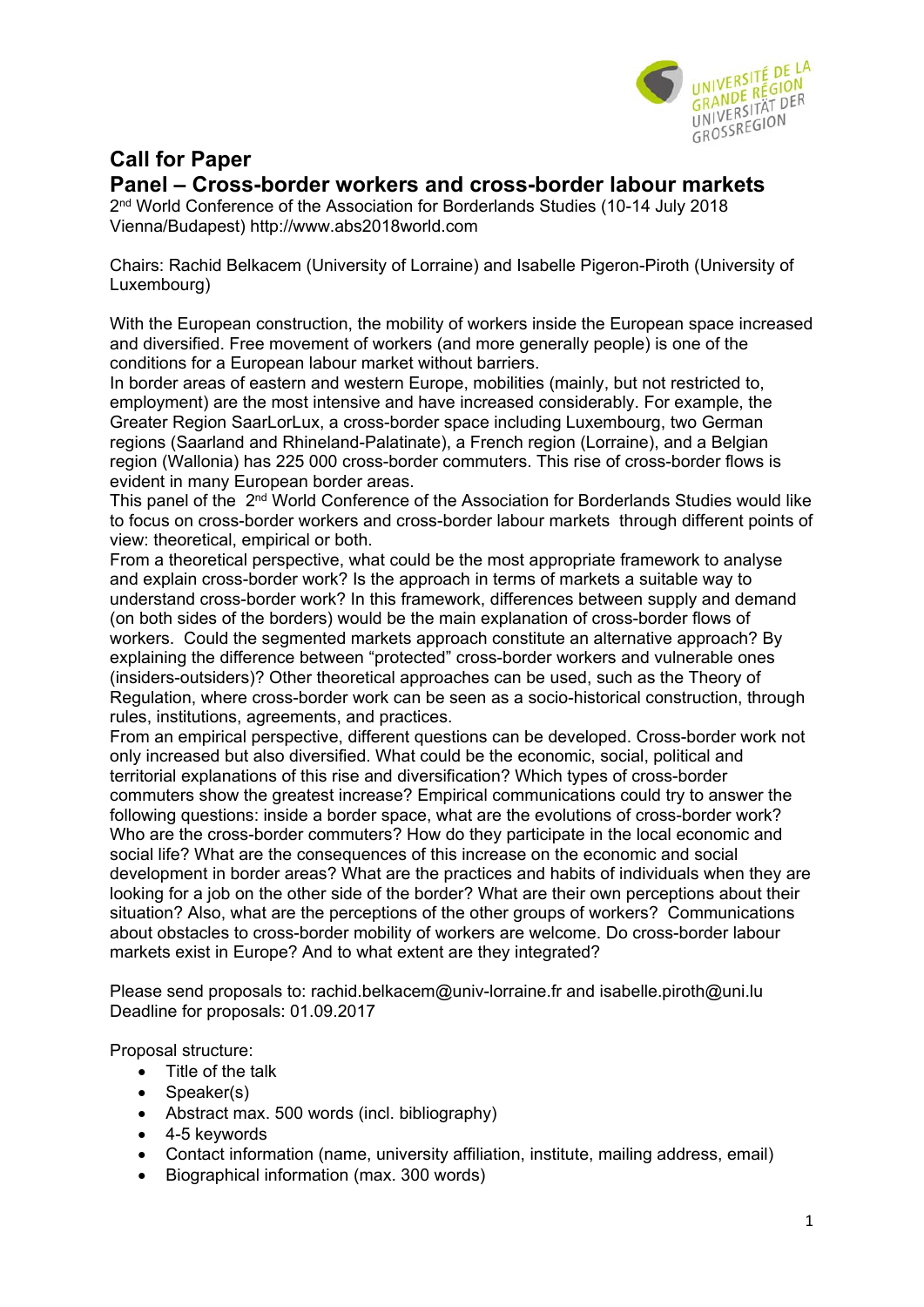# Call for Paper

## Panel – Cross-border workers and cross-border labour markets

2nd World Conference of the Association for Borderlands Studies (10-14 July 2018 Vienna/Budapest) http://www.abs2018world.com

Chairs: Rachid Belkacem (University of Lorraine) and Isabelle Pigeron-Piroth (University of Luxembourg)

With the European construction, the mobility of workers inside the European space increased and diversified. Free movement of workers (and more generally people) is one of the conditions for a European labour market without barriers.
In border areas of eastern and western Europe, mobilities (mainly, but not restricted to, employment) are the most intensive and have increased considerably. For example, the Greater Region SaarLorLux, a cross-border space including Luxembourg, two German regions (Saarland and Rhineland-Palatinate), a French region (Lorraine), and a Belgian region (Wallonia) has 225 000 cross-border commuters. This rise of cross-border flows is evident in many European border areas.
This panel of the 2nd World Conference of the Association for Borderlands Studies would like to focus on cross-border workers and cross-border labour markets through different points of view: theoretical, empirical or both.
From a theoretical perspective, what could be the most appropriate framework to analyse and explain cross-border work? Is the approach in terms of markets a suitable way to understand cross-border work? In this framework, differences between supply and demand (on both sides of the borders) would be the main explanation of cross-border flows of workers. Could the segmented markets approach constitute an alternative approach? By explaining the difference between "protected" cross-border workers and vulnerable ones (insiders-outsiders)? Other theoretical approaches can be used, such as the Theory of Regulation, where cross-border work can be seen as a socio-historical construction, through rules, institutions, agreements, and practices.
From an empirical perspective, different questions can be developed. Cross-border work not only increased but also diversified. What could be the economic, social, political and territorial explanations of this rise and diversification? Which types of cross-border commuters show the greatest increase? Empirical communications could try to answer the following questions: inside a border space, what are the evolutions of cross-border work? Who are the cross-border commuters? How do they participate in the local economic and social life? What are the consequences of this increase on the economic and social development in border areas? What are the practices and habits of individuals when they are looking for a job on the other side of the border? What are their own perceptions about their situation? Also, what are the perceptions of the other groups of workers? Communications about obstacles to cross-border mobility of workers are welcome. Do cross-border labour markets exist in Europe? And to what extent are they integrated?

Please send proposals to: rachid.belkacem@univ-lorraine.fr and isabelle.piroth@uni.lu
Deadline for proposals: 01.09.2017

Proposal structure:

- Title of the talk
- Speaker(s)
- Abstract max. 500 words (incl. bibliography)
- 4-5 keywords
- Contact information (name, university affiliation, institute, mailing address, email)
- Biographical information (max. 300 words)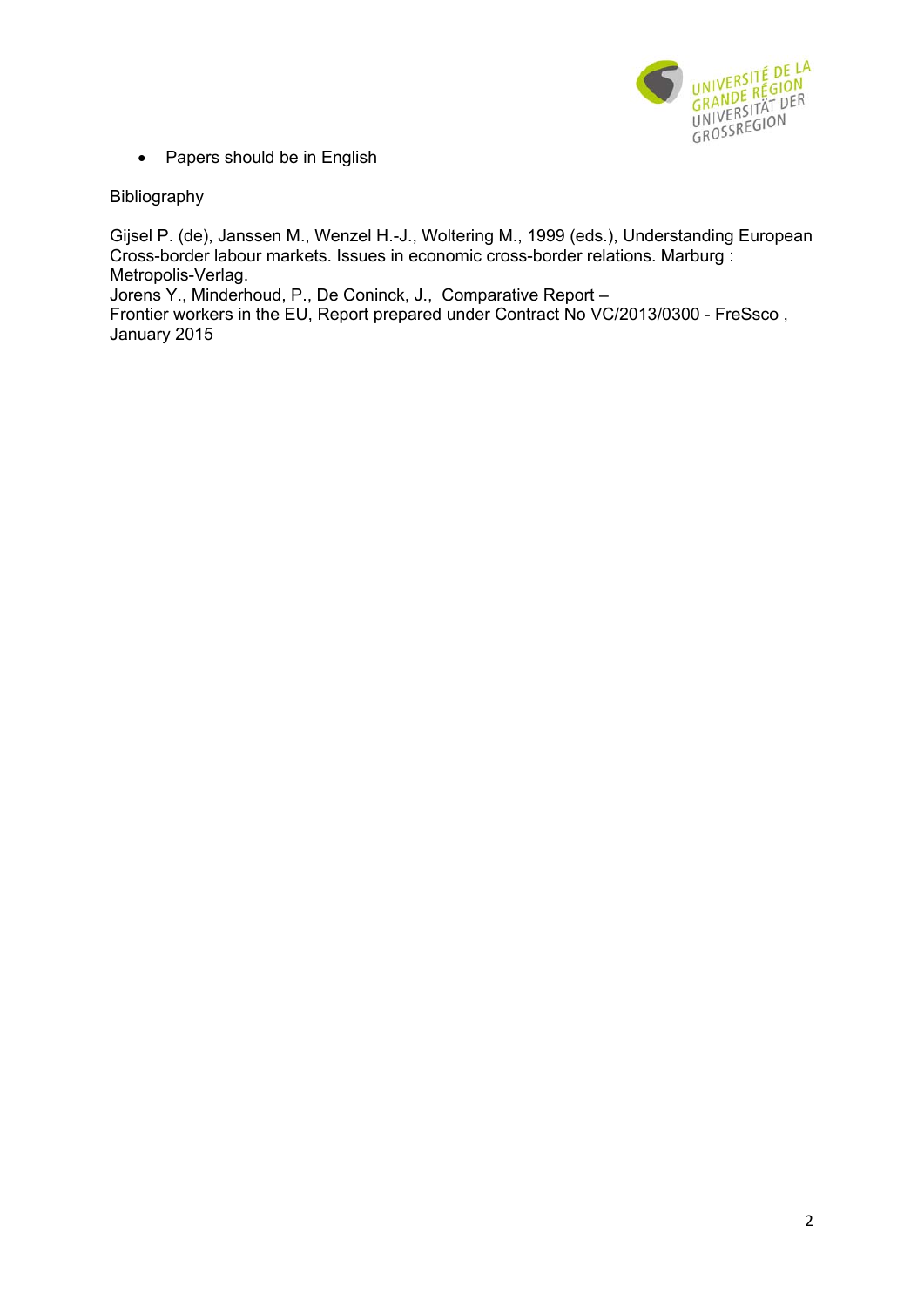- Papers should be in English

Bibliography

Gijsel P. (de), Janssen M., Wenzel H.-J., Woltering M., 1999 (eds.), Understanding European Cross-border labour markets. Issues in economic cross-border relations. Marburg : Metropolis-Verlag.

Jorens Y., Minderhoud, P., De Coninck, J., Comparative Report – Frontier workers in the EU, Report prepared under Contract No VC/2013/0300 - FreSsco , January 2015